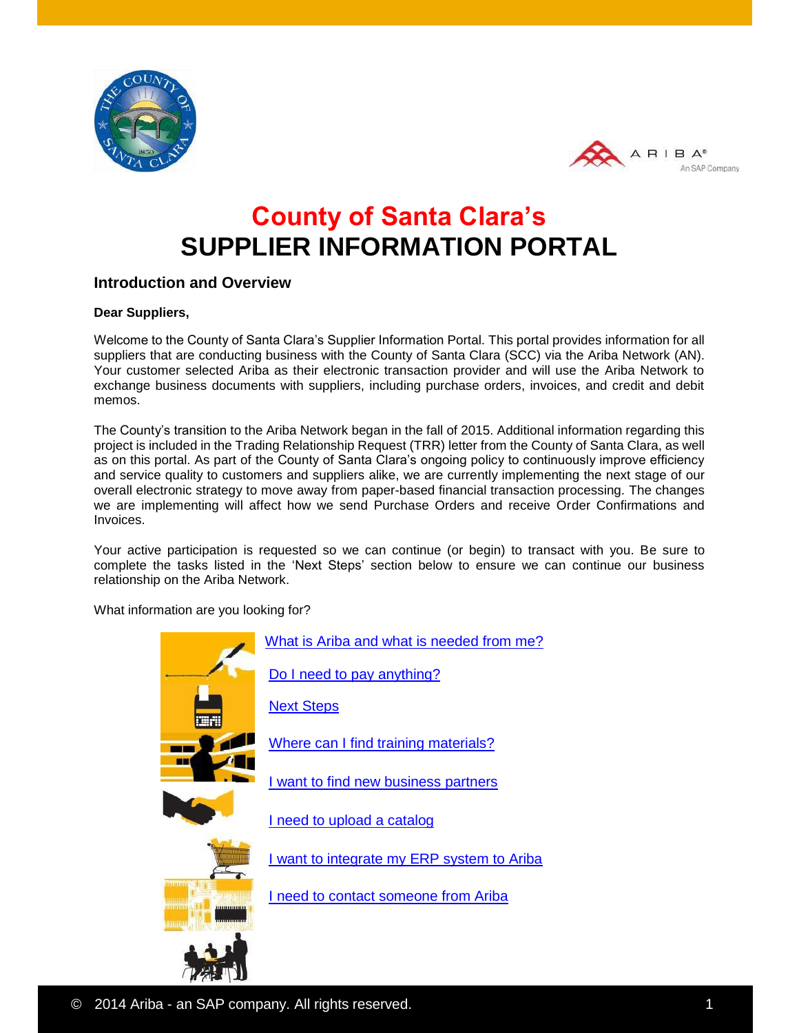# County of Santa Clara's
# SUPPLIER INFORMATION PORTAL

## Introduction and Overview

**Dear Suppliers,**

Welcome to the County of Santa Clara's Supplier Information Portal. This portal provides information for all suppliers that are conducting business with the County of Santa Clara (SCC) via the Ariba Network (AN). Your customer selected Ariba as their electronic transaction provider and will use the Ariba Network to exchange business documents with suppliers, including purchase orders, invoices, and credit and debit memos.

The County's transition to the Ariba Network began in the fall of 2015. Additional information regarding this project is included in the Trading Relationship Request (TRR) letter from the County of Santa Clara, as well as on this portal. As part of the County of Santa Clara's ongoing policy to continuously improve efficiency and service quality to customers and suppliers alike, we are currently implementing the next stage of our overall electronic strategy to move away from paper-based financial transaction processing. The changes we are implementing will affect how we send Purchase Orders and receive Order Confirmations and Invoices.

Your active participation is requested so we can continue (or begin) to transact with you. Be sure to complete the tasks listed in the 'Next Steps' section below to ensure we can continue our business relationship on the Ariba Network.

What information are you looking for?

- What is Ariba and what is needed from me?
- Do I need to pay anything?
- Next Steps
- Where can I find training materials?
- I want to find new business partners
- I need to upload a catalog
- I want to integrate my ERP system to Ariba
- I need to contact someone from Ariba

© 2014 Ariba - an SAP company. All rights reserved.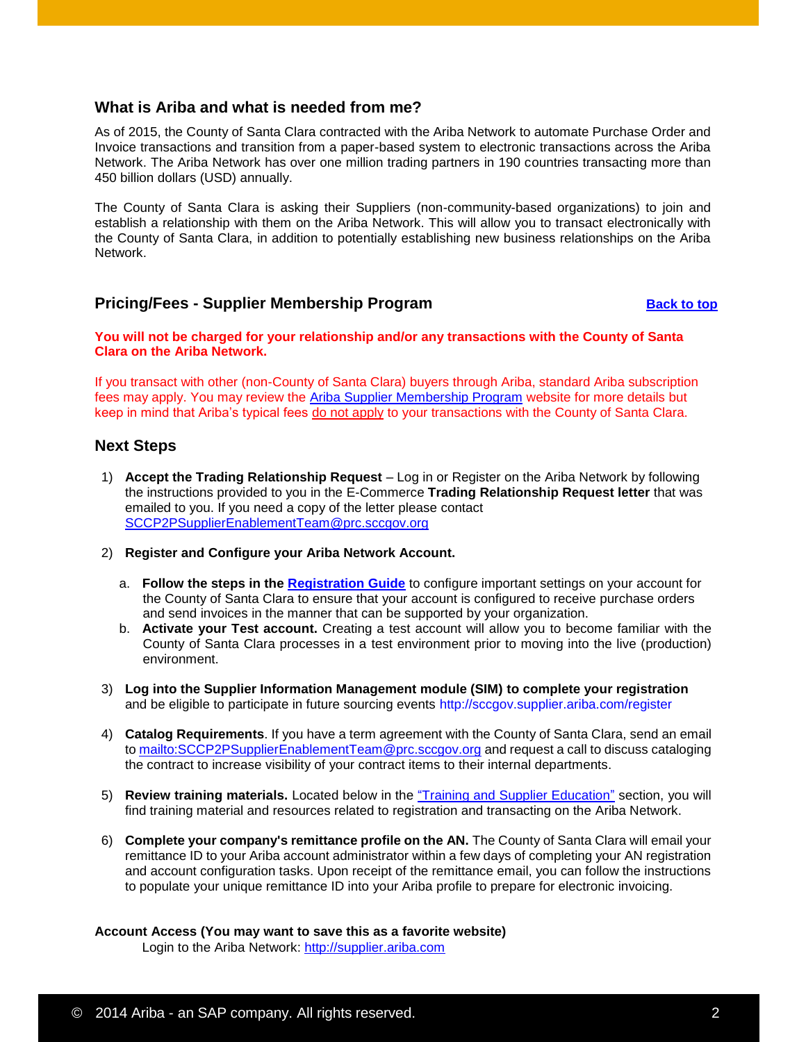## What is Ariba and what is needed from me?

As of 2015, the County of Santa Clara contracted with the Ariba Network to automate Purchase Order and Invoice transactions and transition from a paper-based system to electronic transactions across the Ariba Network. The Ariba Network has over one million trading partners in 190 countries transacting more than 450 billion dollars (USD) annually.

The County of Santa Clara is asking their Suppliers (non-community-based organizations) to join and establish a relationship with them on the Ariba Network. This will allow you to transact electronically with the County of Santa Clara, in addition to potentially establishing new business relationships on the Ariba Network.

## Pricing/Fees - Supplier Membership Program

**Back to top**

**You will not be charged for your relationship and/or any transactions with the County of Santa Clara on the Ariba Network.**

If you transact with other (non-County of Santa Clara) buyers through Ariba, standard Ariba subscription fees may apply. You may review the Ariba Supplier Membership Program website for more details but keep in mind that Ariba's typical fees do not apply to your transactions with the County of Santa Clara.

## Next Steps

1) **Accept the Trading Relationship Request** – Log in or Register on the Ariba Network by following the instructions provided to you in the E-Commerce **Trading Relationship Request letter** that was emailed to you. If you need a copy of the letter please contact SCCP2PSupplierEnablementTeam@prc.sccgov.org

2) **Register and Configure your Ariba Network Account.**

   a. **Follow the steps in the Registration Guide** to configure important settings on your account for the County of Santa Clara to ensure that your account is configured to receive purchase orders and send invoices in the manner that can be supported by your organization.
   
   b. **Activate your Test account.** Creating a test account will allow you to become familiar with the County of Santa Clara processes in a test environment prior to moving into the live (production) environment.

3) **Log into the Supplier Information Management module (SIM) to complete your registration** and be eligible to participate in future sourcing events http://sccgov.supplier.ariba.com/register

4) **Catalog Requirements**. If you have a term agreement with the County of Santa Clara, send an email to mailto:SCCP2PSupplierEnablementTeam@prc.sccgov.org and request a call to discuss cataloging the contract to increase visibility of your contract items to their internal departments.

5) **Review training materials.** Located below in the "Training and Supplier Education" section, you will find training material and resources related to registration and transacting on the Ariba Network.

6) **Complete your company's remittance profile on the AN.** The County of Santa Clara will email your remittance ID to your Ariba account administrator within a few days of completing your AN registration and account configuration tasks. Upon receipt of the remittance email, you can follow the instructions to populate your unique remittance ID into your Ariba profile to prepare for electronic invoicing.

**Account Access (You may want to save this as a favorite website)**

Login to the Ariba Network: http://supplier.ariba.com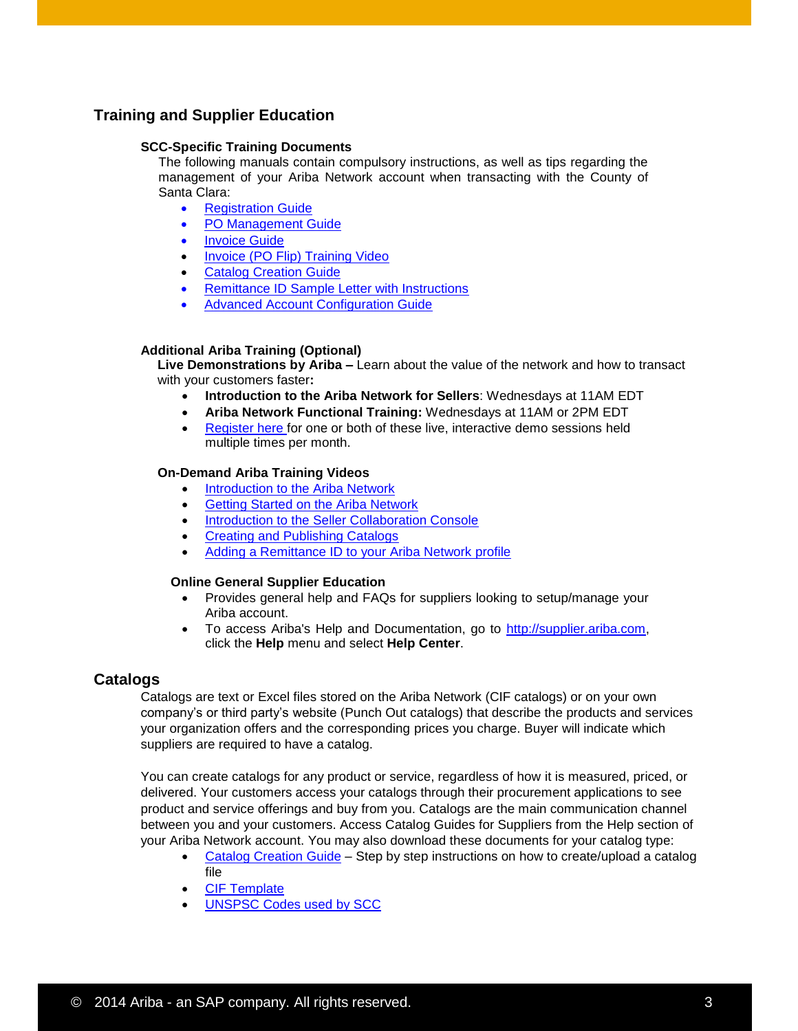## Training and Supplier Education

### SCC-Specific Training Documents

The following manuals contain compulsory instructions, as well as tips regarding the management of your Ariba Network account when transacting with the County of Santa Clara:

- Registration Guide
- PO Management Guide
- Invoice Guide
- Invoice (PO Flip) Training Video
- Catalog Creation Guide
- Remittance ID Sample Letter with Instructions
- Advanced Account Configuration Guide

### Additional Ariba Training (Optional)

**Live Demonstrations by Ariba –** Learn about the value of the network and how to transact with your customers faster**:**

- **Introduction to the Ariba Network for Sellers**: Wednesdays at 11AM EDT
- **Ariba Network Functional Training:** Wednesdays at 11AM or 2PM EDT
- Register here for one or both of these live, interactive demo sessions held multiple times per month.

#### On-Demand Ariba Training Videos

- Introduction to the Ariba Network
- Getting Started on the Ariba Network
- Introduction to the Seller Collaboration Console
- Creating and Publishing Catalogs
- Adding a Remittance ID to your Ariba Network profile

#### Online General Supplier Education

- Provides general help and FAQs for suppliers looking to setup/manage your Ariba account.
- To access Ariba's Help and Documentation, go to http://supplier.ariba.com, click the **Help** menu and select **Help Center**.

## Catalogs

Catalogs are text or Excel files stored on the Ariba Network (CIF catalogs) or on your own company's or third party's website (Punch Out catalogs) that describe the products and services your organization offers and the corresponding prices you charge. Buyer will indicate which suppliers are required to have a catalog.

You can create catalogs for any product or service, regardless of how it is measured, priced, or delivered. Your customers access your catalogs through their procurement applications to see product and service offerings and buy from you. Catalogs are the main communication channel between you and your customers. Access Catalog Guides for Suppliers from the Help section of your Ariba Network account. You may also download these documents for your catalog type:

- Catalog Creation Guide – Step by step instructions on how to create/upload a catalog file
- CIF Template
- UNSPSC Codes used by SCC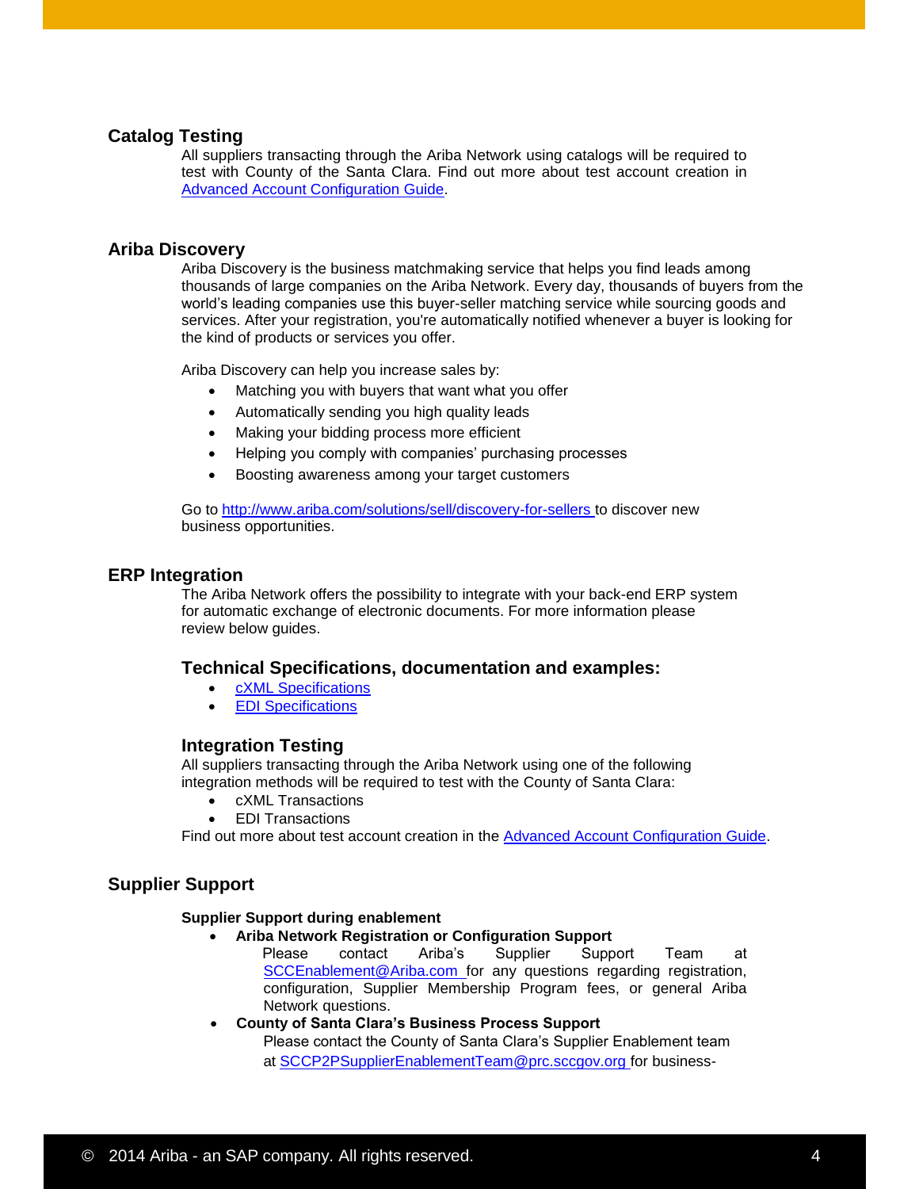## Catalog Testing

All suppliers transacting through the Ariba Network using catalogs will be required to test with County of the Santa Clara. Find out more about test account creation in [Advanced Account Configuration Guide](#).

## Ariba Discovery

Ariba Discovery is the business matchmaking service that helps you find leads among thousands of large companies on the Ariba Network. Every day, thousands of buyers from the world's leading companies use this buyer-seller matching service while sourcing goods and services. After your registration, you're automatically notified whenever a buyer is looking for the kind of products or services you offer.

Ariba Discovery can help you increase sales by:

- Matching you with buyers that want what you offer
- Automatically sending you high quality leads
- Making your bidding process more efficient
- Helping you comply with companies' purchasing processes
- Boosting awareness among your target customers

Go to http://www.ariba.com/solutions/sell/discovery-for-sellers to discover new business opportunities.

## ERP Integration

The Ariba Network offers the possibility to integrate with your back-end ERP system for automatic exchange of electronic documents. For more information please review below guides.

### Technical Specifications, documentation and examples:

- [cXML Specifications](#)
- [EDI Specifications](#)

### Integration Testing

All suppliers transacting through the Ariba Network using one of the following integration methods will be required to test with the County of Santa Clara:

- cXML Transactions
- EDI Transactions

Find out more about test account creation in the [Advanced Account Configuration Guide](#).

## Supplier Support

**Supplier Support during enablement**

- **Ariba Network Registration or Configuration Support**
  Please contact Ariba's Supplier Support Team at SCCEnablement@Ariba.com for any questions regarding registration, configuration, Supplier Membership Program fees, or general Ariba Network questions.
- **County of Santa Clara's Business Process Support**
  Please contact the County of Santa Clara's Supplier Enablement team at SCCP2PSupplierEnablementTeam@prc.sccgov.org for business-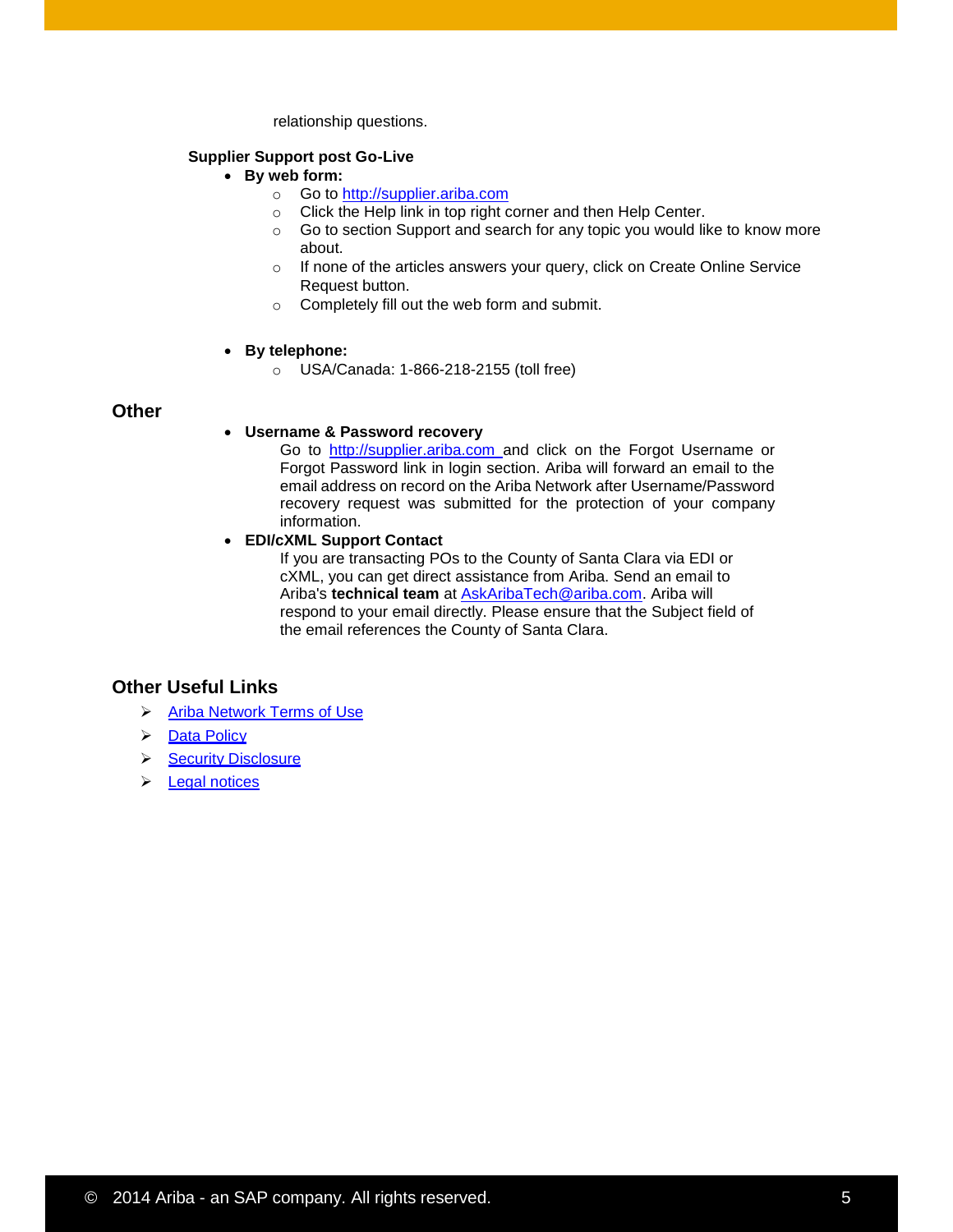relationship questions.

**Supplier Support post Go-Live**

- **By web form:**
  - Go to http://supplier.ariba.com
  - Click the Help link in top right corner and then Help Center.
  - Go to section Support and search for any topic you would like to know more about.
  - If none of the articles answers your query, click on Create Online Service Request button.
  - Completely fill out the web form and submit.

- **By telephone:**
  - USA/Canada: 1-866-218-2155 (toll free)

## Other

- **Username & Password recovery**

  Go to http://supplier.ariba.com and click on the Forgot Username or Forgot Password link in login section. Ariba will forward an email to the email address on record on the Ariba Network after Username/Password recovery request was submitted for the protection of your company information.

- **EDI/cXML Support Contact**

  If you are transacting POs to the County of Santa Clara via EDI or cXML, you can get direct assistance from Ariba. Send an email to Ariba's **technical team** at AskAribaTech@ariba.com. Ariba will respond to your email directly. Please ensure that the Subject field of the email references the County of Santa Clara.

## Other Useful Links

- Ariba Network Terms of Use
- Data Policy
- Security Disclosure
- Legal notices

© 2014 Ariba - an SAP company. All rights reserved.